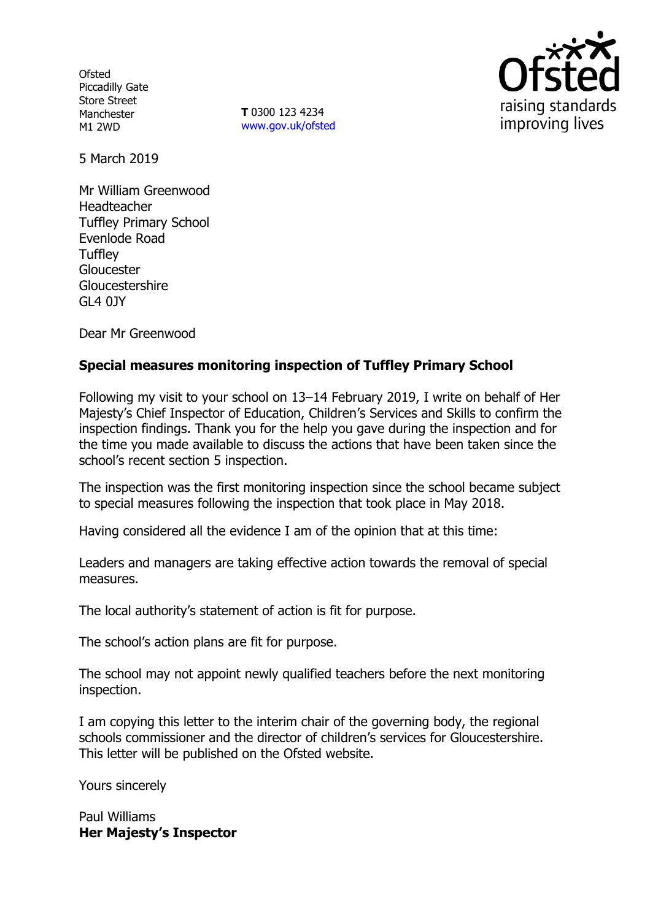Ofsted
Piccadilly Gate
Store Street
Manchester
M1 2WD

**T** 0300 123 4234
www.gov.uk/ofsted

5 March 2019

Mr William Greenwood
Headteacher
Tuffley Primary School
Evenlode Road
Tuffley
Gloucester
Gloucestershire
GL4 0JY

Dear Mr Greenwood

**Special measures monitoring inspection of Tuffley Primary School**

Following my visit to your school on 13–14 February 2019, I write on behalf of Her Majesty's Chief Inspector of Education, Children's Services and Skills to confirm the inspection findings. Thank you for the help you gave during the inspection and for the time you made available to discuss the actions that have been taken since the school's recent section 5 inspection.

The inspection was the first monitoring inspection since the school became subject to special measures following the inspection that took place in May 2018.

Having considered all the evidence I am of the opinion that at this time:

Leaders and managers are taking effective action towards the removal of special measures.

The local authority's statement of action is fit for purpose.

The school's action plans are fit for purpose.

The school may not appoint newly qualified teachers before the next monitoring inspection.

I am copying this letter to the interim chair of the governing body, the regional schools commissioner and the director of children's services for Gloucestershire. This letter will be published on the Ofsted website.

Yours sincerely

Paul Williams
**Her Majesty's Inspector**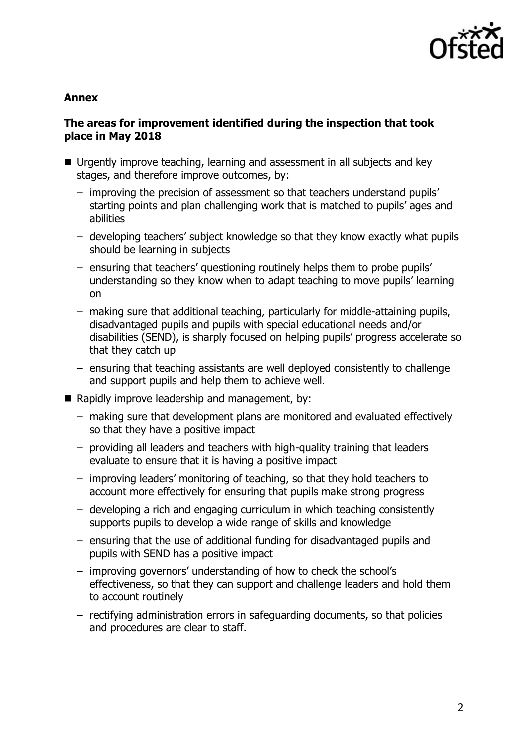**Annex**

**The areas for improvement identified during the inspection that took place in May 2018**

- Urgently improve teaching, learning and assessment in all subjects and key stages, and therefore improve outcomes, by:
  - improving the precision of assessment so that teachers understand pupils' starting points and plan challenging work that is matched to pupils' ages and abilities
  - developing teachers' subject knowledge so that they know exactly what pupils should be learning in subjects
  - ensuring that teachers' questioning routinely helps them to probe pupils' understanding so they know when to adapt teaching to move pupils' learning on
  - making sure that additional teaching, particularly for middle-attaining pupils, disadvantaged pupils and pupils with special educational needs and/or disabilities (SEND), is sharply focused on helping pupils' progress accelerate so that they catch up
  - ensuring that teaching assistants are well deployed consistently to challenge and support pupils and help them to achieve well.
- Rapidly improve leadership and management, by:
  - making sure that development plans are monitored and evaluated effectively so that they have a positive impact
  - providing all leaders and teachers with high-quality training that leaders evaluate to ensure that it is having a positive impact
  - improving leaders' monitoring of teaching, so that they hold teachers to account more effectively for ensuring that pupils make strong progress
  - developing a rich and engaging curriculum in which teaching consistently supports pupils to develop a wide range of skills and knowledge
  - ensuring that the use of additional funding for disadvantaged pupils and pupils with SEND has a positive impact
  - improving governors' understanding of how to check the school's effectiveness, so that they can support and challenge leaders and hold them to account routinely
  - rectifying administration errors in safeguarding documents, so that policies and procedures are clear to staff.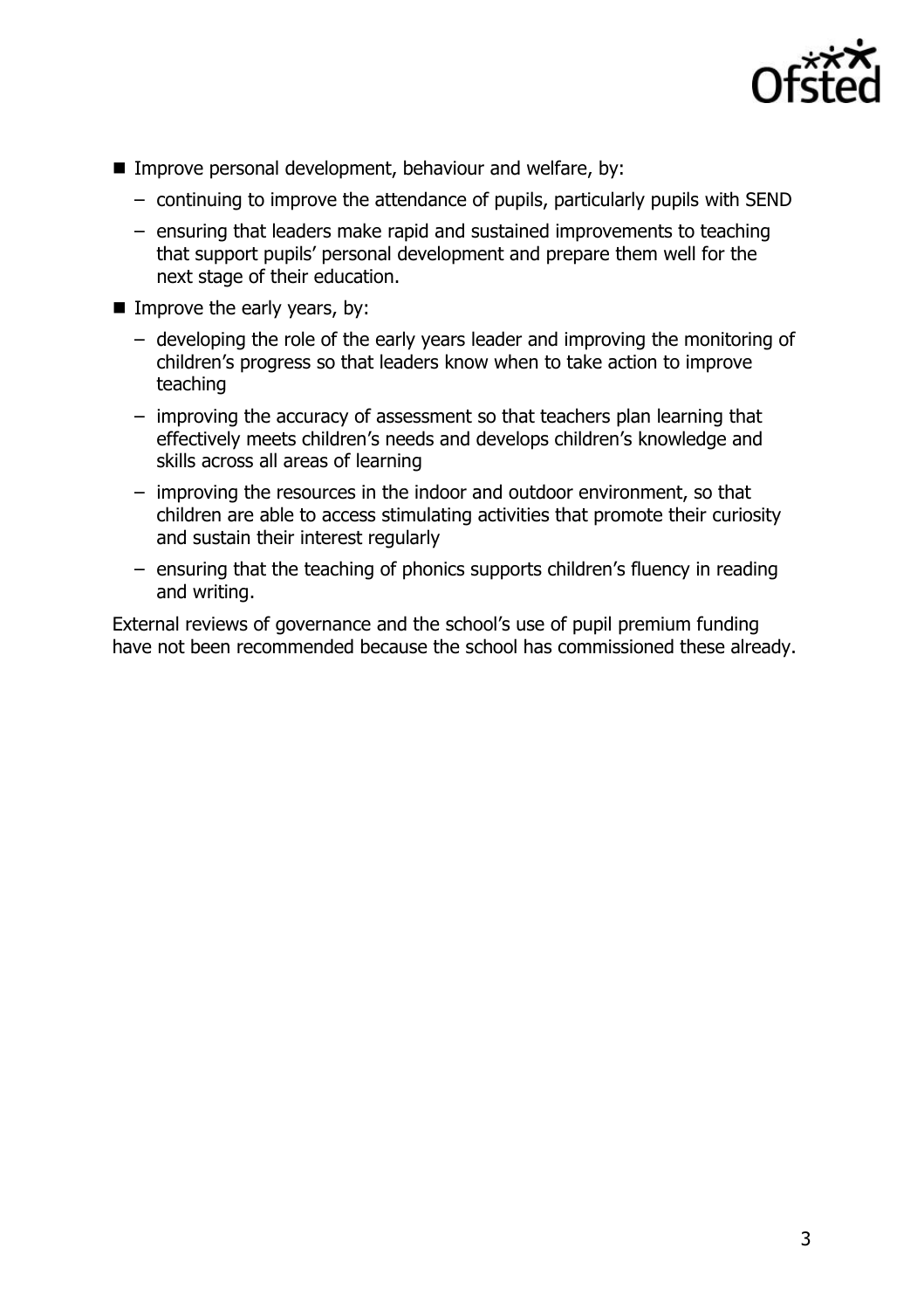- Improve personal development, behaviour and welfare, by:
  - continuing to improve the attendance of pupils, particularly pupils with SEND
  - ensuring that leaders make rapid and sustained improvements to teaching that support pupils' personal development and prepare them well for the next stage of their education.
- Improve the early years, by:
  - developing the role of the early years leader and improving the monitoring of children's progress so that leaders know when to take action to improve teaching
  - improving the accuracy of assessment so that teachers plan learning that effectively meets children's needs and develops children's knowledge and skills across all areas of learning
  - improving the resources in the indoor and outdoor environment, so that children are able to access stimulating activities that promote their curiosity and sustain their interest regularly
  - ensuring that the teaching of phonics supports children's fluency in reading and writing.

External reviews of governance and the school's use of pupil premium funding have not been recommended because the school has commissioned these already.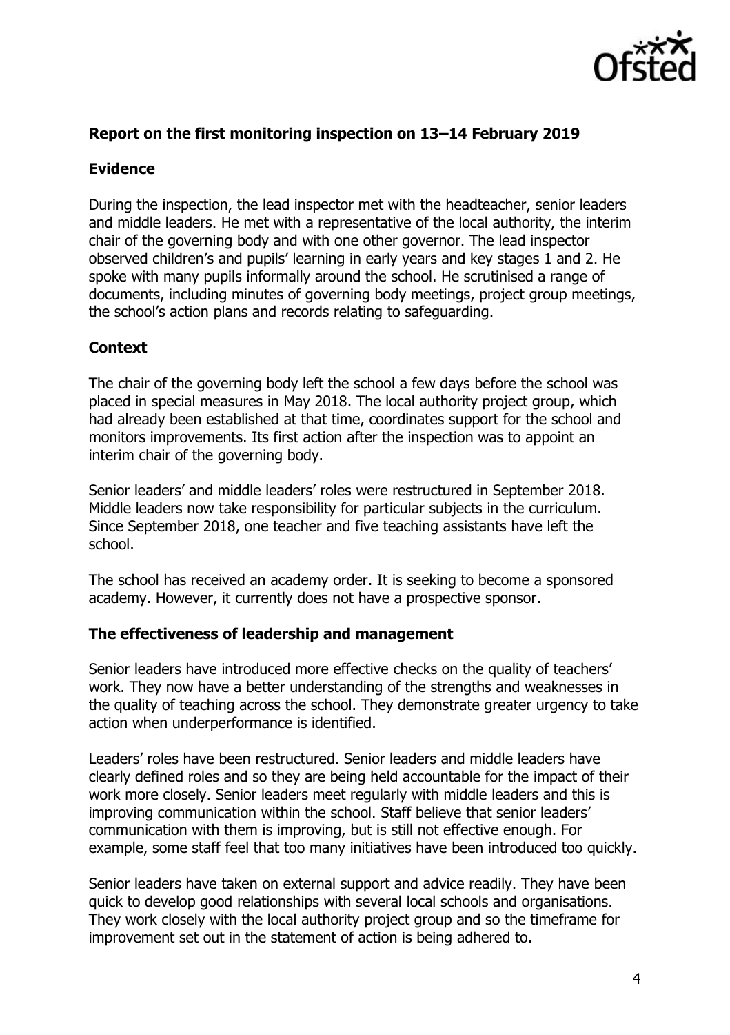## Report on the first monitoring inspection on 13–14 February 2019

### Evidence

During the inspection, the lead inspector met with the headteacher, senior leaders and middle leaders. He met with a representative of the local authority, the interim chair of the governing body and with one other governor. The lead inspector observed children's and pupils' learning in early years and key stages 1 and 2. He spoke with many pupils informally around the school. He scrutinised a range of documents, including minutes of governing body meetings, project group meetings, the school's action plans and records relating to safeguarding.

### Context

The chair of the governing body left the school a few days before the school was placed in special measures in May 2018. The local authority project group, which had already been established at that time, coordinates support for the school and monitors improvements. Its first action after the inspection was to appoint an interim chair of the governing body.

Senior leaders' and middle leaders' roles were restructured in September 2018. Middle leaders now take responsibility for particular subjects in the curriculum. Since September 2018, one teacher and five teaching assistants have left the school.

The school has received an academy order. It is seeking to become a sponsored academy. However, it currently does not have a prospective sponsor.

### The effectiveness of leadership and management

Senior leaders have introduced more effective checks on the quality of teachers' work. They now have a better understanding of the strengths and weaknesses in the quality of teaching across the school. They demonstrate greater urgency to take action when underperformance is identified.

Leaders' roles have been restructured. Senior leaders and middle leaders have clearly defined roles and so they are being held accountable for the impact of their work more closely. Senior leaders meet regularly with middle leaders and this is improving communication within the school. Staff believe that senior leaders' communication with them is improving, but is still not effective enough. For example, some staff feel that too many initiatives have been introduced too quickly.

Senior leaders have taken on external support and advice readily. They have been quick to develop good relationships with several local schools and organisations. They work closely with the local authority project group and so the timeframe for improvement set out in the statement of action is being adhered to.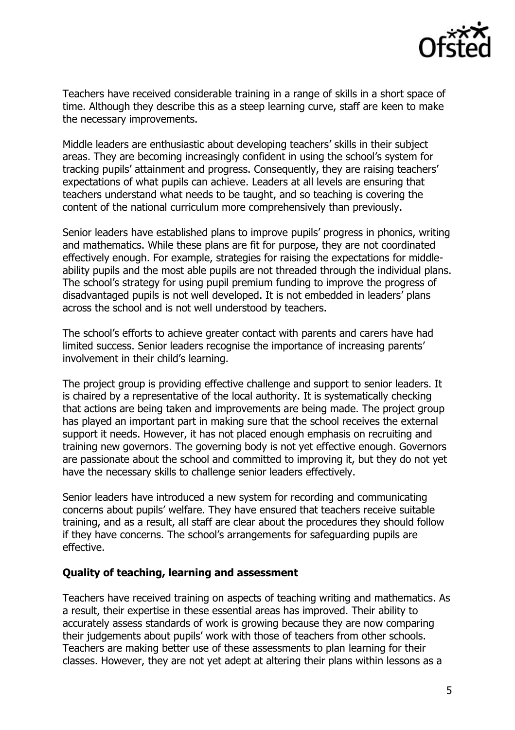Teachers have received considerable training in a range of skills in a short space of time. Although they describe this as a steep learning curve, staff are keen to make the necessary improvements.

Middle leaders are enthusiastic about developing teachers' skills in their subject areas. They are becoming increasingly confident in using the school's system for tracking pupils' attainment and progress. Consequently, they are raising teachers' expectations of what pupils can achieve. Leaders at all levels are ensuring that teachers understand what needs to be taught, and so teaching is covering the content of the national curriculum more comprehensively than previously.

Senior leaders have established plans to improve pupils' progress in phonics, writing and mathematics. While these plans are fit for purpose, they are not coordinated effectively enough. For example, strategies for raising the expectations for middle-ability pupils and the most able pupils are not threaded through the individual plans. The school's strategy for using pupil premium funding to improve the progress of disadvantaged pupils is not well developed. It is not embedded in leaders' plans across the school and is not well understood by teachers.

The school's efforts to achieve greater contact with parents and carers have had limited success. Senior leaders recognise the importance of increasing parents' involvement in their child's learning.

The project group is providing effective challenge and support to senior leaders. It is chaired by a representative of the local authority. It is systematically checking that actions are being taken and improvements are being made. The project group has played an important part in making sure that the school receives the external support it needs. However, it has not placed enough emphasis on recruiting and training new governors. The governing body is not yet effective enough. Governors are passionate about the school and committed to improving it, but they do not yet have the necessary skills to challenge senior leaders effectively.

Senior leaders have introduced a new system for recording and communicating concerns about pupils' welfare. They have ensured that teachers receive suitable training, and as a result, all staff are clear about the procedures they should follow if they have concerns. The school's arrangements for safeguarding pupils are effective.

## Quality of teaching, learning and assessment

Teachers have received training on aspects of teaching writing and mathematics. As a result, their expertise in these essential areas has improved. Their ability to accurately assess standards of work is growing because they are now comparing their judgements about pupils' work with those of teachers from other schools. Teachers are making better use of these assessments to plan learning for their classes. However, they are not yet adept at altering their plans within lessons as a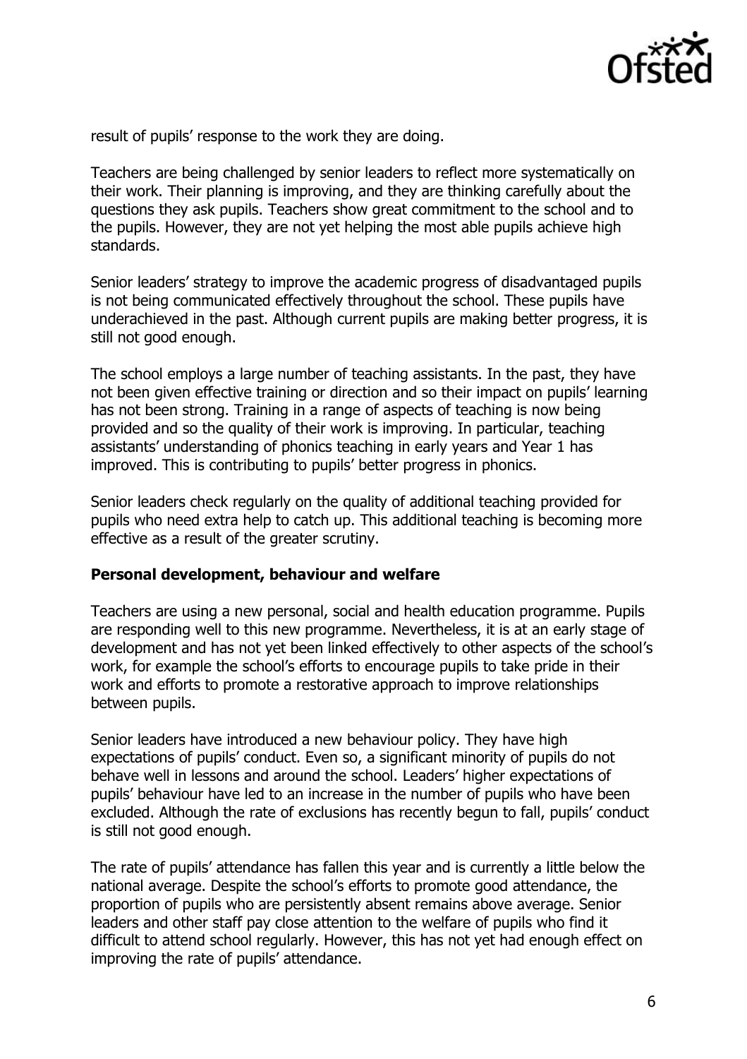result of pupils' response to the work they are doing.

Teachers are being challenged by senior leaders to reflect more systematically on their work. Their planning is improving, and they are thinking carefully about the questions they ask pupils. Teachers show great commitment to the school and to the pupils. However, they are not yet helping the most able pupils achieve high standards.

Senior leaders' strategy to improve the academic progress of disadvantaged pupils is not being communicated effectively throughout the school. These pupils have underachieved in the past. Although current pupils are making better progress, it is still not good enough.

The school employs a large number of teaching assistants. In the past, they have not been given effective training or direction and so their impact on pupils' learning has not been strong. Training in a range of aspects of teaching is now being provided and so the quality of their work is improving. In particular, teaching assistants' understanding of phonics teaching in early years and Year 1 has improved. This is contributing to pupils' better progress in phonics.

Senior leaders check regularly on the quality of additional teaching provided for pupils who need extra help to catch up. This additional teaching is becoming more effective as a result of the greater scrutiny.

**Personal development, behaviour and welfare**

Teachers are using a new personal, social and health education programme. Pupils are responding well to this new programme. Nevertheless, it is at an early stage of development and has not yet been linked effectively to other aspects of the school's work, for example the school's efforts to encourage pupils to take pride in their work and efforts to promote a restorative approach to improve relationships between pupils.

Senior leaders have introduced a new behaviour policy. They have high expectations of pupils' conduct. Even so, a significant minority of pupils do not behave well in lessons and around the school. Leaders' higher expectations of pupils' behaviour have led to an increase in the number of pupils who have been excluded. Although the rate of exclusions has recently begun to fall, pupils' conduct is still not good enough.

The rate of pupils' attendance has fallen this year and is currently a little below the national average. Despite the school's efforts to promote good attendance, the proportion of pupils who are persistently absent remains above average. Senior leaders and other staff pay close attention to the welfare of pupils who find it difficult to attend school regularly. However, this has not yet had enough effect on improving the rate of pupils' attendance.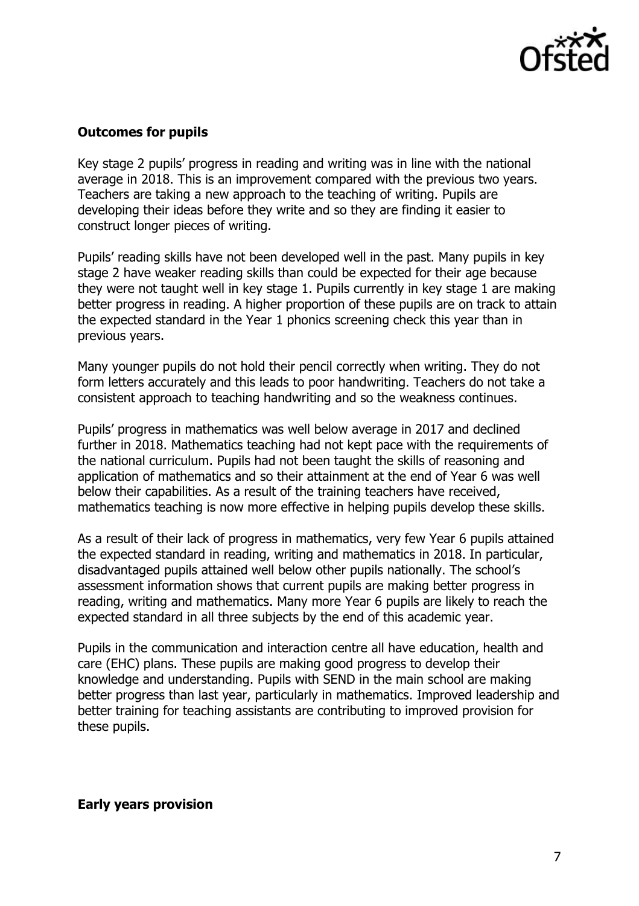### Outcomes for pupils

Key stage 2 pupils' progress in reading and writing was in line with the national average in 2018. This is an improvement compared with the previous two years. Teachers are taking a new approach to the teaching of writing. Pupils are developing their ideas before they write and so they are finding it easier to construct longer pieces of writing.

Pupils' reading skills have not been developed well in the past. Many pupils in key stage 2 have weaker reading skills than could be expected for their age because they were not taught well in key stage 1. Pupils currently in key stage 1 are making better progress in reading. A higher proportion of these pupils are on track to attain the expected standard in the Year 1 phonics screening check this year than in previous years.

Many younger pupils do not hold their pencil correctly when writing. They do not form letters accurately and this leads to poor handwriting. Teachers do not take a consistent approach to teaching handwriting and so the weakness continues.

Pupils' progress in mathematics was well below average in 2017 and declined further in 2018. Mathematics teaching had not kept pace with the requirements of the national curriculum. Pupils had not been taught the skills of reasoning and application of mathematics and so their attainment at the end of Year 6 was well below their capabilities. As a result of the training teachers have received, mathematics teaching is now more effective in helping pupils develop these skills.

As a result of their lack of progress in mathematics, very few Year 6 pupils attained the expected standard in reading, writing and mathematics in 2018. In particular, disadvantaged pupils attained well below other pupils nationally. The school's assessment information shows that current pupils are making better progress in reading, writing and mathematics. Many more Year 6 pupils are likely to reach the expected standard in all three subjects by the end of this academic year.

Pupils in the communication and interaction centre all have education, health and care (EHC) plans. These pupils are making good progress to develop their knowledge and understanding. Pupils with SEND in the main school are making better progress than last year, particularly in mathematics. Improved leadership and better training for teaching assistants are contributing to improved provision for these pupils.

### Early years provision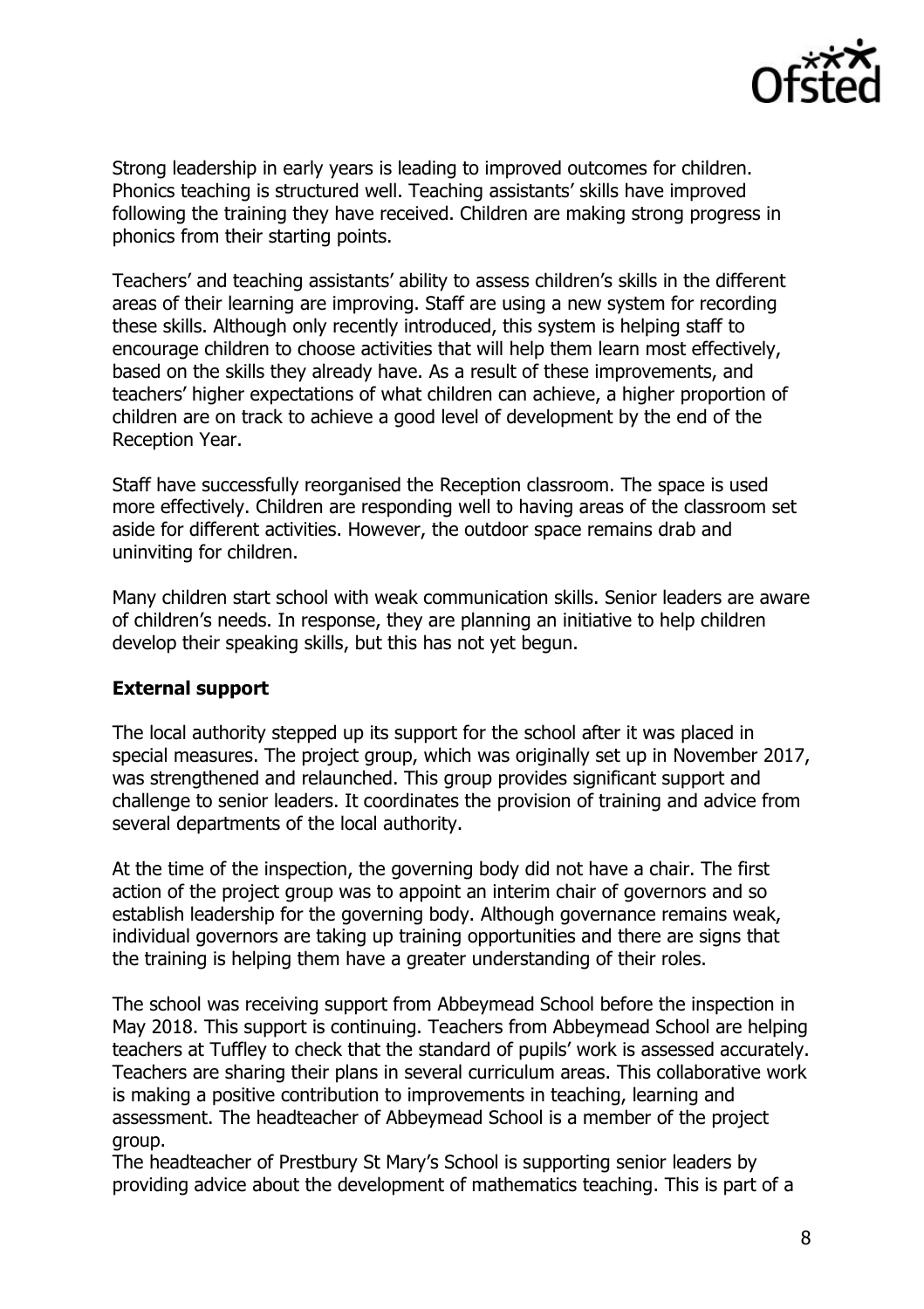Strong leadership in early years is leading to improved outcomes for children. Phonics teaching is structured well. Teaching assistants' skills have improved following the training they have received. Children are making strong progress in phonics from their starting points.

Teachers' and teaching assistants' ability to assess children's skills in the different areas of their learning are improving. Staff are using a new system for recording these skills. Although only recently introduced, this system is helping staff to encourage children to choose activities that will help them learn most effectively, based on the skills they already have. As a result of these improvements, and teachers' higher expectations of what children can achieve, a higher proportion of children are on track to achieve a good level of development by the end of the Reception Year.

Staff have successfully reorganised the Reception classroom. The space is used more effectively. Children are responding well to having areas of the classroom set aside for different activities. However, the outdoor space remains drab and uninviting for children.

Many children start school with weak communication skills. Senior leaders are aware of children's needs. In response, they are planning an initiative to help children develop their speaking skills, but this has not yet begun.

**External support**

The local authority stepped up its support for the school after it was placed in special measures. The project group, which was originally set up in November 2017, was strengthened and relaunched. This group provides significant support and challenge to senior leaders. It coordinates the provision of training and advice from several departments of the local authority.

At the time of the inspection, the governing body did not have a chair. The first action of the project group was to appoint an interim chair of governors and so establish leadership for the governing body. Although governance remains weak, individual governors are taking up training opportunities and there are signs that the training is helping them have a greater understanding of their roles.

The school was receiving support from Abbeymead School before the inspection in May 2018. This support is continuing. Teachers from Abbeymead School are helping teachers at Tuffley to check that the standard of pupils' work is assessed accurately. Teachers are sharing their plans in several curriculum areas. This collaborative work is making a positive contribution to improvements in teaching, learning and assessment. The headteacher of Abbeymead School is a member of the project group.

The headteacher of Prestbury St Mary's School is supporting senior leaders by providing advice about the development of mathematics teaching. This is part of a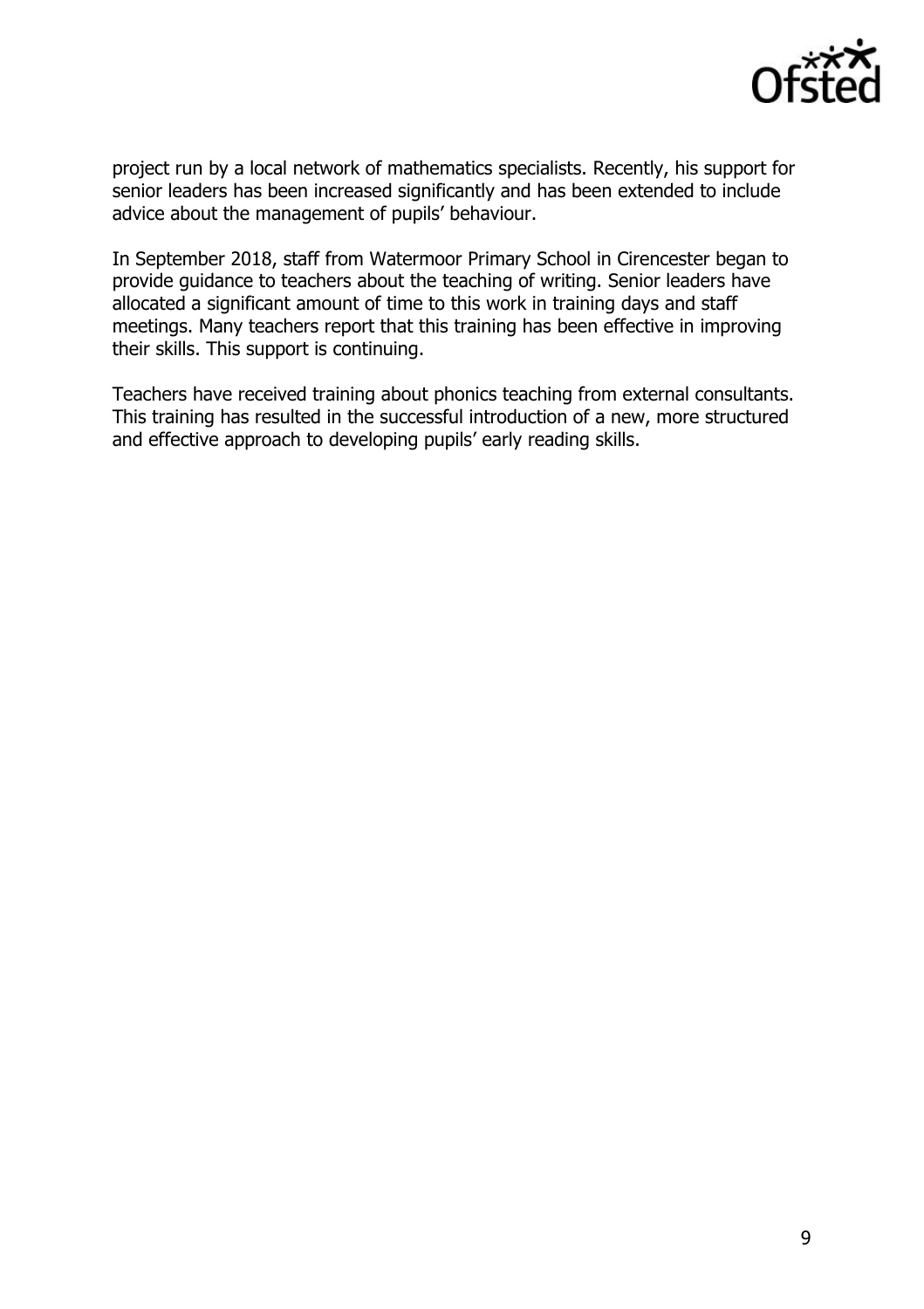project run by a local network of mathematics specialists. Recently, his support for senior leaders has been increased significantly and has been extended to include advice about the management of pupils' behaviour.

In September 2018, staff from Watermoor Primary School in Cirencester began to provide guidance to teachers about the teaching of writing. Senior leaders have allocated a significant amount of time to this work in training days and staff meetings. Many teachers report that this training has been effective in improving their skills. This support is continuing.

Teachers have received training about phonics teaching from external consultants. This training has resulted in the successful introduction of a new, more structured and effective approach to developing pupils' early reading skills.